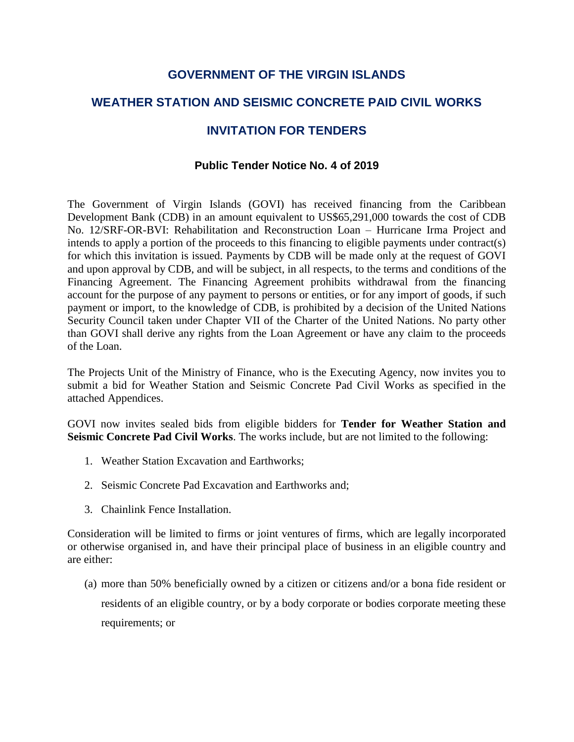# GOVERNMENT OF THE VIRGIN ISLANDS

## WEATHER STATION AND SEISMIC CONCRETE PAID CIVIL WORKS

## INVITATION FOR TENDERS

### Public Tender Notice No. 4 of 2019

The Government of Virgin Islands (GOVI) has received financing from the Caribbean Development Bank (CDB) in an amount equivalent to US$65,291,000 towards the cost of CDB No. 12/SRF-OR-BVI: Rehabilitation and Reconstruction Loan – Hurricane Irma Project and intends to apply a portion of the proceeds to this financing to eligible payments under contract(s) for which this invitation is issued. Payments by CDB will be made only at the request of GOVI and upon approval by CDB, and will be subject, in all respects, to the terms and conditions of the Financing Agreement. The Financing Agreement prohibits withdrawal from the financing account for the purpose of any payment to persons or entities, or for any import of goods, if such payment or import, to the knowledge of CDB, is prohibited by a decision of the United Nations Security Council taken under Chapter VII of the Charter of the United Nations. No party other than GOVI shall derive any rights from the Loan Agreement or have any claim to the proceeds of the Loan.

The Projects Unit of the Ministry of Finance, who is the Executing Agency, now invites you to submit a bid for Weather Station and Seismic Concrete Pad Civil Works as specified in the attached Appendices.

GOVI now invites sealed bids from eligible bidders for **Tender for Weather Station and Seismic Concrete Pad Civil Works**. The works include, but are not limited to the following:

1. Weather Station Excavation and Earthworks;
2. Seismic Concrete Pad Excavation and Earthworks and;
3. Chainlink Fence Installation.

Consideration will be limited to firms or joint ventures of firms, which are legally incorporated or otherwise organised in, and have their principal place of business in an eligible country and are either:

(a) more than 50% beneficially owned by a citizen or citizens and/or a bona fide resident or residents of an eligible country, or by a body corporate or bodies corporate meeting these requirements; or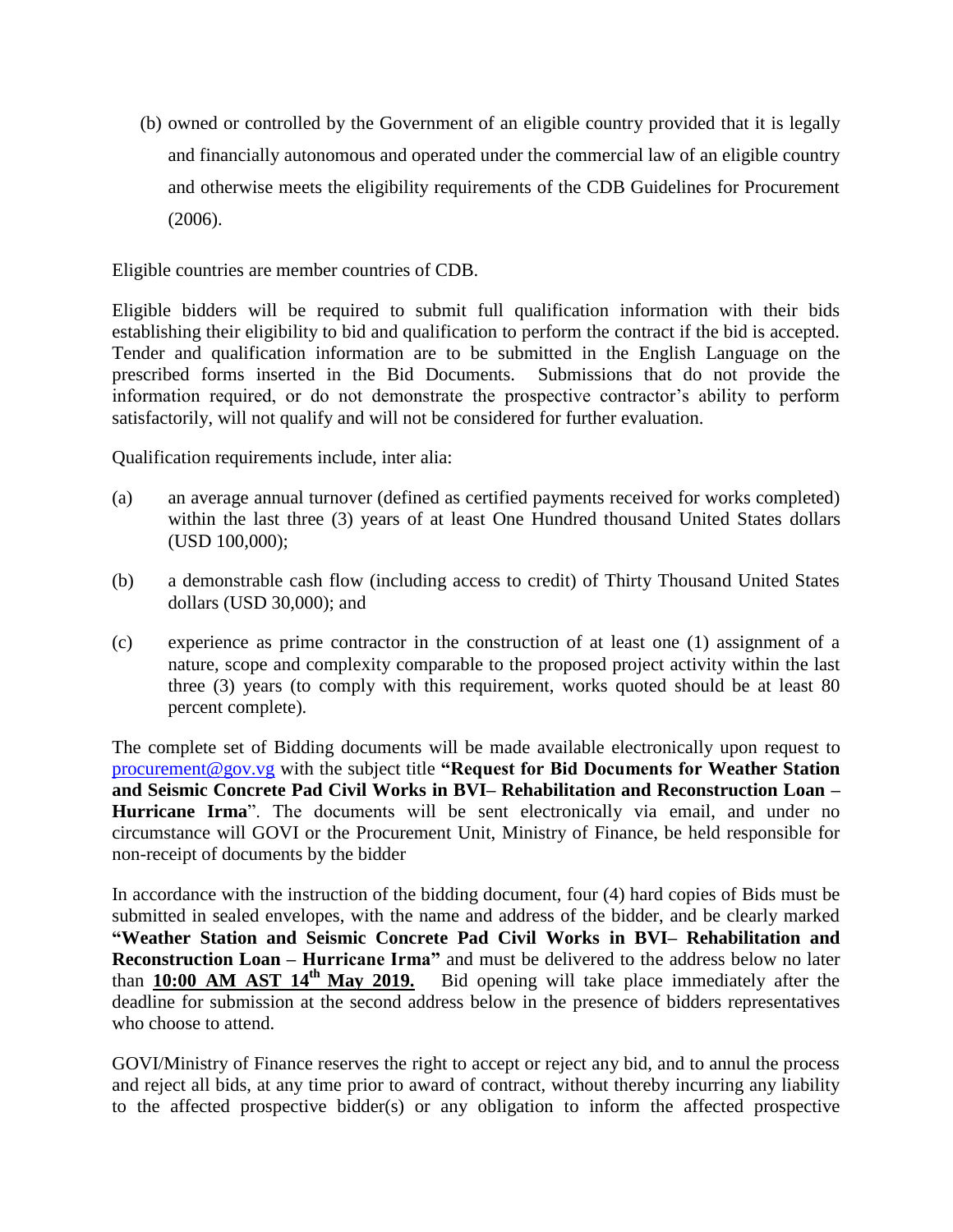(b) owned or controlled by the Government of an eligible country provided that it is legally and financially autonomous and operated under the commercial law of an eligible country and otherwise meets the eligibility requirements of the CDB Guidelines for Procurement (2006).

Eligible countries are member countries of CDB.

Eligible bidders will be required to submit full qualification information with their bids establishing their eligibility to bid and qualification to perform the contract if the bid is accepted. Tender and qualification information are to be submitted in the English Language on the prescribed forms inserted in the Bid Documents. Submissions that do not provide the information required, or do not demonstrate the prospective contractor's ability to perform satisfactorily, will not qualify and will not be considered for further evaluation.

Qualification requirements include, inter alia:

(a) an average annual turnover (defined as certified payments received for works completed) within the last three (3) years of at least One Hundred thousand United States dollars (USD 100,000);

(b) a demonstrable cash flow (including access to credit) of Thirty Thousand United States dollars (USD 30,000); and

(c) experience as prime contractor in the construction of at least one (1) assignment of a nature, scope and complexity comparable to the proposed project activity within the last three (3) years (to comply with this requirement, works quoted should be at least 80 percent complete).

The complete set of Bidding documents will be made available electronically upon request to procurement@gov.vg with the subject title **"Request for Bid Documents for Weather Station and Seismic Concrete Pad Civil Works in BVI– Rehabilitation and Reconstruction Loan – Hurricane Irma**". The documents will be sent electronically via email, and under no circumstance will GOVI or the Procurement Unit, Ministry of Finance, be held responsible for non-receipt of documents by the bidder

In accordance with the instruction of the bidding document, four (4) hard copies of Bids must be submitted in sealed envelopes, with the name and address of the bidder, and be clearly marked **"Weather Station and Seismic Concrete Pad Civil Works in BVI– Rehabilitation and Reconstruction Loan – Hurricane Irma"** and must be delivered to the address below no later than **10:00 AM AST 14th May 2019.** Bid opening will take place immediately after the deadline for submission at the second address below in the presence of bidders representatives who choose to attend.

GOVI/Ministry of Finance reserves the right to accept or reject any bid, and to annul the process and reject all bids, at any time prior to award of contract, without thereby incurring any liability to the affected prospective bidder(s) or any obligation to inform the affected prospective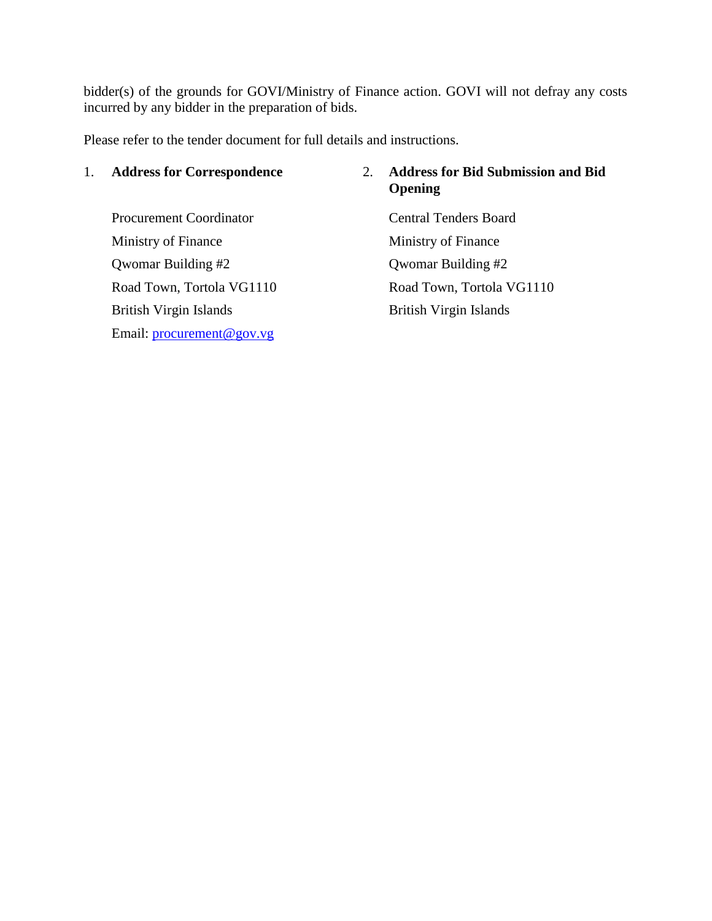bidder(s) of the grounds for GOVI/Ministry of Finance action. GOVI will not defray any costs incurred by any bidder in the preparation of bids.

Please refer to the tender document for full details and instructions.

1. **Address for Correspondence**

   Procurement Coordinator
   Ministry of Finance
   Qwomar Building #2
   Road Town, Tortola VG1110
   British Virgin Islands
   Email: procurement@gov.vg

2. **Address for Bid Submission and Bid Opening**

   Central Tenders Board
   Ministry of Finance
   Qwomar Building #2
   Road Town, Tortola VG1110
   British Virgin Islands